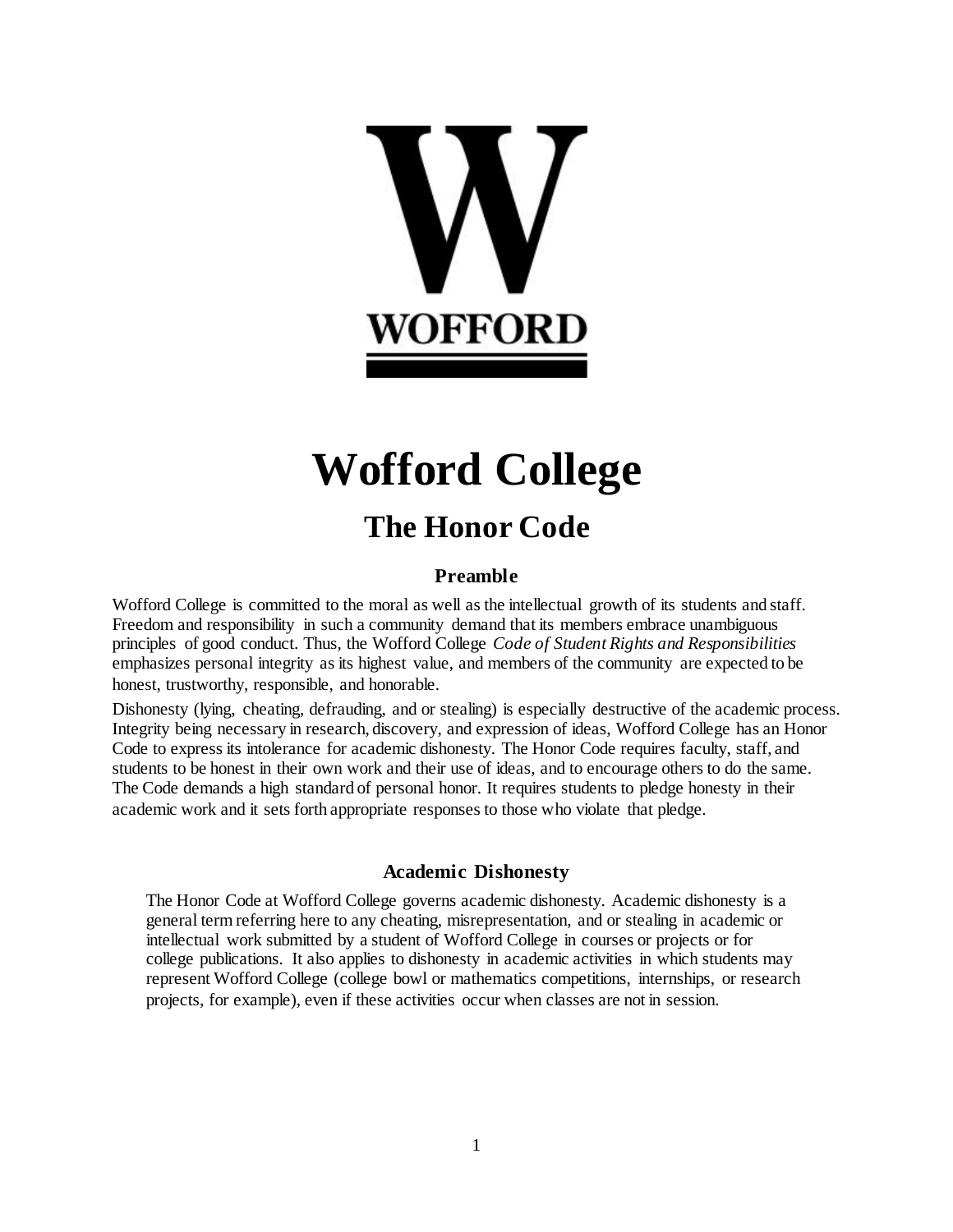WOFFORD

# Wofford College

## The Honor Code

### Preamble

Wofford College is committed to the moral as well as the intellectual growth of its students and staff. Freedom and responsibility in such a community demand that its members embrace unambiguous principles of good conduct. Thus, the Wofford College *Code of Student Rights and Responsibilities* emphasizes personal integrity as its highest value, and members of the community are expected to be honest, trustworthy, responsible, and honorable.

Dishonesty (lying, cheating, defrauding, and or stealing) is especially destructive of the academic process. Integrity being necessary in research, discovery, and expression of ideas, Wofford College has an Honor Code to express its intolerance for academic dishonesty. The Honor Code requires faculty, staff, and students to be honest in their own work and their use of ideas, and to encourage others to do the same. The Code demands a high standard of personal honor. It requires students to pledge honesty in their academic work and it sets forth appropriate responses to those who violate that pledge.

### Academic Dishonesty

The Honor Code at Wofford College governs academic dishonesty. Academic dishonesty is a general term referring here to any cheating, misrepresentation, and or stealing in academic or intellectual work submitted by a student of Wofford College in courses or projects or for college publications. It also applies to dishonesty in academic activities in which students may represent Wofford College (college bowl or mathematics competitions, internships, or research projects, for example), even if these activities occur when classes are not in session.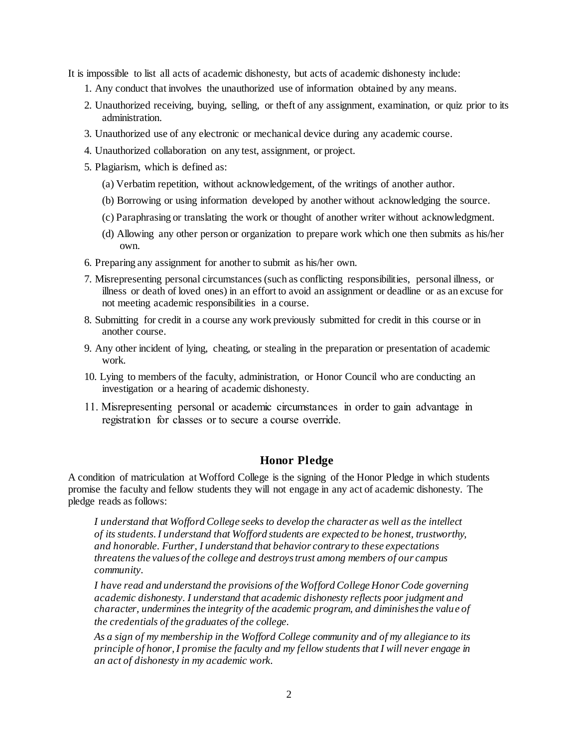It is impossible to list all acts of academic dishonesty, but acts of academic dishonesty include:

1. Any conduct that involves the unauthorized use of information obtained by any means.
2. Unauthorized receiving, buying, selling, or theft of any assignment, examination, or quiz prior to its administration.
3. Unauthorized use of any electronic or mechanical device during any academic course.
4. Unauthorized collaboration on any test, assignment, or project.
5. Plagiarism, which is defined as:
   - (a) Verbatim repetition, without acknowledgement, of the writings of another author.
   - (b) Borrowing or using information developed by another without acknowledging the source.
   - (c) Paraphrasing or translating the work or thought of another writer without acknowledgment.
   - (d) Allowing any other person or organization to prepare work which one then submits as his/her own.
6. Preparing any assignment for another to submit as his/her own.
7. Misrepresenting personal circumstances (such as conflicting responsibilities, personal illness, or illness or death of loved ones) in an effort to avoid an assignment or deadline or as an excuse for not meeting academic responsibilities in a course.
8. Submitting for credit in a course any work previously submitted for credit in this course or in another course.
9. Any other incident of lying, cheating, or stealing in the preparation or presentation of academic work.
10. Lying to members of the faculty, administration, or Honor Council who are conducting an investigation or a hearing of academic dishonesty.
11. Misrepresenting personal or academic circumstances in order to gain advantage in registration for classes or to secure a course override.

## Honor Pledge

A condition of matriculation at Wofford College is the signing of the Honor Pledge in which students promise the faculty and fellow students they will not engage in any act of academic dishonesty. The pledge reads as follows:

> *I understand that Wofford College seeks to develop the character as well as the intellect of its students. I understand that Wofford students are expected to be honest, trustworthy, and honorable. Further, I understand that behavior contrary to these expectations threatens the values of the college and destroys trust among members of our campus community.*
>
> *I have read and understand the provisions of the Wofford College Honor Code governing academic dishonesty. I understand that academic dishonesty reflects poor judgment and character, undermines the integrity of the academic program, and diminishes the value of the credentials of the graduates of the college.*
>
> *As a sign of my membership in the Wofford College community and of my allegiance to its principle of honor, I promise the faculty and my fellow students that I will never engage in an act of dishonesty in my academic work.*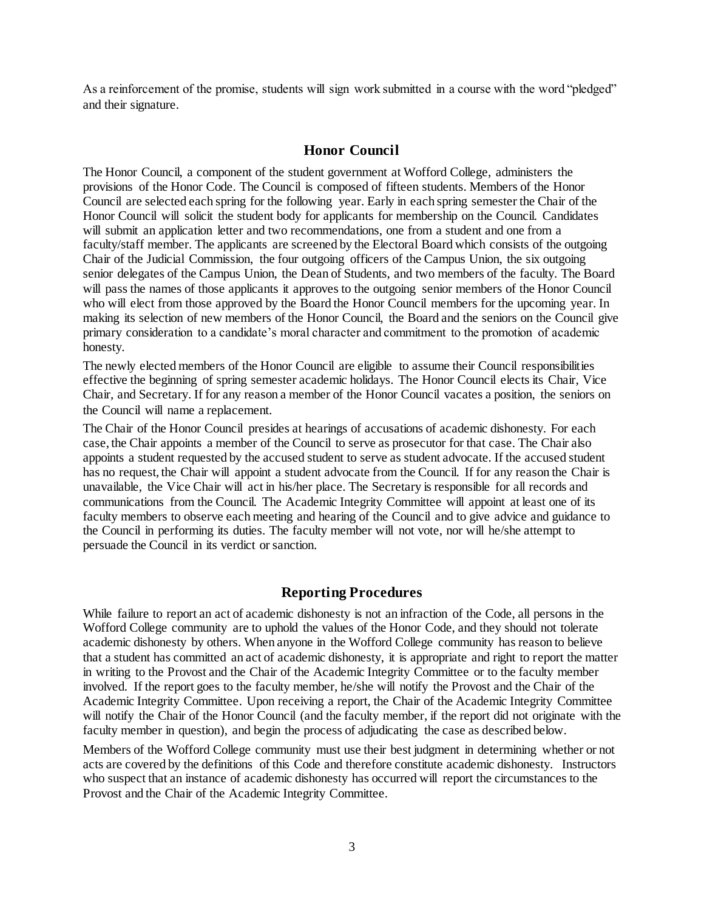As a reinforcement of the promise, students will sign work submitted in a course with the word "pledged" and their signature.

## Honor Council

The Honor Council, a component of the student government at Wofford College, administers the provisions of the Honor Code. The Council is composed of fifteen students. Members of the Honor Council are selected each spring for the following year. Early in each spring semester the Chair of the Honor Council will solicit the student body for applicants for membership on the Council. Candidates will submit an application letter and two recommendations, one from a student and one from a faculty/staff member. The applicants are screened by the Electoral Board which consists of the outgoing Chair of the Judicial Commission, the four outgoing officers of the Campus Union, the six outgoing senior delegates of the Campus Union, the Dean of Students, and two members of the faculty. The Board will pass the names of those applicants it approves to the outgoing senior members of the Honor Council who will elect from those approved by the Board the Honor Council members for the upcoming year. In making its selection of new members of the Honor Council, the Board and the seniors on the Council give primary consideration to a candidate's moral character and commitment to the promotion of academic honesty.

The newly elected members of the Honor Council are eligible to assume their Council responsibilities effective the beginning of spring semester academic holidays. The Honor Council elects its Chair, Vice Chair, and Secretary. If for any reason a member of the Honor Council vacates a position, the seniors on the Council will name a replacement.

The Chair of the Honor Council presides at hearings of accusations of academic dishonesty. For each case, the Chair appoints a member of the Council to serve as prosecutor for that case. The Chair also appoints a student requested by the accused student to serve as student advocate. If the accused student has no request, the Chair will appoint a student advocate from the Council. If for any reason the Chair is unavailable, the Vice Chair will act in his/her place. The Secretary is responsible for all records and communications from the Council. The Academic Integrity Committee will appoint at least one of its faculty members to observe each meeting and hearing of the Council and to give advice and guidance to the Council in performing its duties. The faculty member will not vote, nor will he/she attempt to persuade the Council in its verdict or sanction.

## Reporting Procedures

While failure to report an act of academic dishonesty is not an infraction of the Code, all persons in the Wofford College community are to uphold the values of the Honor Code, and they should not tolerate academic dishonesty by others. When anyone in the Wofford College community has reason to believe that a student has committed an act of academic dishonesty, it is appropriate and right to report the matter in writing to the Provost and the Chair of the Academic Integrity Committee or to the faculty member involved. If the report goes to the faculty member, he/she will notify the Provost and the Chair of the Academic Integrity Committee. Upon receiving a report, the Chair of the Academic Integrity Committee will notify the Chair of the Honor Council (and the faculty member, if the report did not originate with the faculty member in question), and begin the process of adjudicating the case as described below.

Members of the Wofford College community must use their best judgment in determining whether or not acts are covered by the definitions of this Code and therefore constitute academic dishonesty. Instructors who suspect that an instance of academic dishonesty has occurred will report the circumstances to the Provost and the Chair of the Academic Integrity Committee.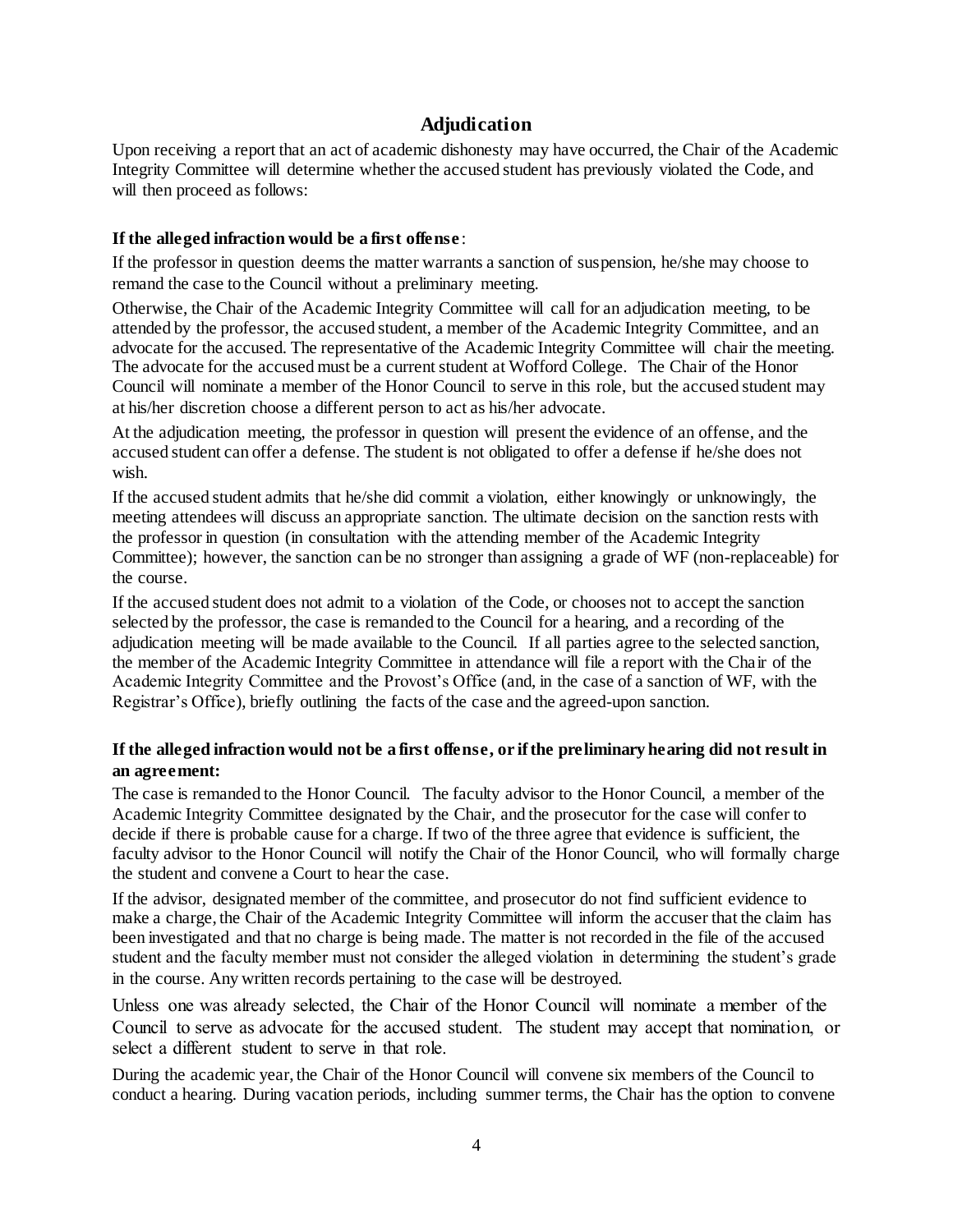## Adjudication

Upon receiving a report that an act of academic dishonesty may have occurred, the Chair of the Academic Integrity Committee will determine whether the accused student has previously violated the Code, and will then proceed as follows:

**If the alleged infraction would be a first offense**:

If the professor in question deems the matter warrants a sanction of suspension, he/she may choose to remand the case to the Council without a preliminary meeting.

Otherwise, the Chair of the Academic Integrity Committee will call for an adjudication meeting, to be attended by the professor, the accused student, a member of the Academic Integrity Committee, and an advocate for the accused. The representative of the Academic Integrity Committee will chair the meeting. The advocate for the accused must be a current student at Wofford College. The Chair of the Honor Council will nominate a member of the Honor Council to serve in this role, but the accused student may at his/her discretion choose a different person to act as his/her advocate.

At the adjudication meeting, the professor in question will present the evidence of an offense, and the accused student can offer a defense. The student is not obligated to offer a defense if he/she does not wish.

If the accused student admits that he/she did commit a violation, either knowingly or unknowingly, the meeting attendees will discuss an appropriate sanction. The ultimate decision on the sanction rests with the professor in question (in consultation with the attending member of the Academic Integrity Committee); however, the sanction can be no stronger than assigning a grade of WF (non-replaceable) for the course.

If the accused student does not admit to a violation of the Code, or chooses not to accept the sanction selected by the professor, the case is remanded to the Council for a hearing, and a recording of the adjudication meeting will be made available to the Council. If all parties agree to the selected sanction, the member of the Academic Integrity Committee in attendance will file a report with the Chair of the Academic Integrity Committee and the Provost's Office (and, in the case of a sanction of WF, with the Registrar's Office), briefly outlining the facts of the case and the agreed-upon sanction.

**If the alleged infraction would not be a first offense, or if the preliminary hearing did not result in an agreement:**

The case is remanded to the Honor Council. The faculty advisor to the Honor Council, a member of the Academic Integrity Committee designated by the Chair, and the prosecutor for the case will confer to decide if there is probable cause for a charge. If two of the three agree that evidence is sufficient, the faculty advisor to the Honor Council will notify the Chair of the Honor Council, who will formally charge the student and convene a Court to hear the case.

If the advisor, designated member of the committee, and prosecutor do not find sufficient evidence to make a charge, the Chair of the Academic Integrity Committee will inform the accuser that the claim has been investigated and that no charge is being made. The matter is not recorded in the file of the accused student and the faculty member must not consider the alleged violation in determining the student's grade in the course. Any written records pertaining to the case will be destroyed.

Unless one was already selected, the Chair of the Honor Council will nominate a member of the Council to serve as advocate for the accused student. The student may accept that nomination, or select a different student to serve in that role.

During the academic year, the Chair of the Honor Council will convene six members of the Council to conduct a hearing. During vacation periods, including summer terms, the Chair has the option to convene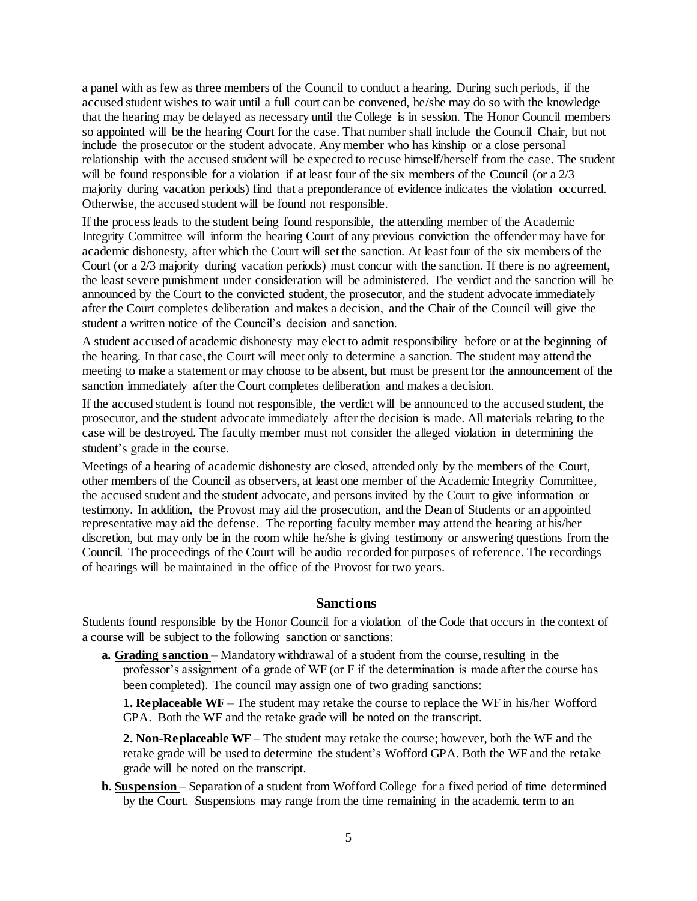a panel with as few as three members of the Council to conduct a hearing. During such periods, if the accused student wishes to wait until a full court can be convened, he/she may do so with the knowledge that the hearing may be delayed as necessary until the College is in session. The Honor Council members so appointed will be the hearing Court for the case. That number shall include the Council Chair, but not include the prosecutor or the student advocate. Any member who has kinship or a close personal relationship with the accused student will be expected to recuse himself/herself from the case. The student will be found responsible for a violation if at least four of the six members of the Council (or a 2/3 majority during vacation periods) find that a preponderance of evidence indicates the violation occurred. Otherwise, the accused student will be found not responsible.

If the process leads to the student being found responsible, the attending member of the Academic Integrity Committee will inform the hearing Court of any previous conviction the offender may have for academic dishonesty, after which the Court will set the sanction. At least four of the six members of the Court (or a 2/3 majority during vacation periods) must concur with the sanction. If there is no agreement, the least severe punishment under consideration will be administered. The verdict and the sanction will be announced by the Court to the convicted student, the prosecutor, and the student advocate immediately after the Court completes deliberation and makes a decision, and the Chair of the Council will give the student a written notice of the Council's decision and sanction.

A student accused of academic dishonesty may elect to admit responsibility before or at the beginning of the hearing. In that case, the Court will meet only to determine a sanction. The student may attend the meeting to make a statement or may choose to be absent, but must be present for the announcement of the sanction immediately after the Court completes deliberation and makes a decision.

If the accused student is found not responsible, the verdict will be announced to the accused student, the prosecutor, and the student advocate immediately after the decision is made. All materials relating to the case will be destroyed. The faculty member must not consider the alleged violation in determining the student's grade in the course.

Meetings of a hearing of academic dishonesty are closed, attended only by the members of the Court, other members of the Council as observers, at least one member of the Academic Integrity Committee, the accused student and the student advocate, and persons invited by the Court to give information or testimony. In addition, the Provost may aid the prosecution, and the Dean of Students or an appointed representative may aid the defense. The reporting faculty member may attend the hearing at his/her discretion, but may only be in the room while he/she is giving testimony or answering questions from the Council. The proceedings of the Court will be audio recorded for purposes of reference. The recordings of hearings will be maintained in the office of the Provost for two years.

## Sanctions

Students found responsible by the Honor Council for a violation of the Code that occurs in the context of a course will be subject to the following sanction or sanctions:

**a. <u>Grading sanction</u>** – Mandatory withdrawal of a student from the course, resulting in the professor's assignment of a grade of WF (or F if the determination is made after the course has been completed). The council may assign one of two grading sanctions:

**1. Replaceable WF** – The student may retake the course to replace the WF in his/her Wofford GPA. Both the WF and the retake grade will be noted on the transcript.

**2. Non-Replaceable WF** – The student may retake the course; however, both the WF and the retake grade will be used to determine the student's Wofford GPA. Both the WF and the retake grade will be noted on the transcript.

**b. <u>Suspension</u>** – Separation of a student from Wofford College for a fixed period of time determined by the Court. Suspensions may range from the time remaining in the academic term to an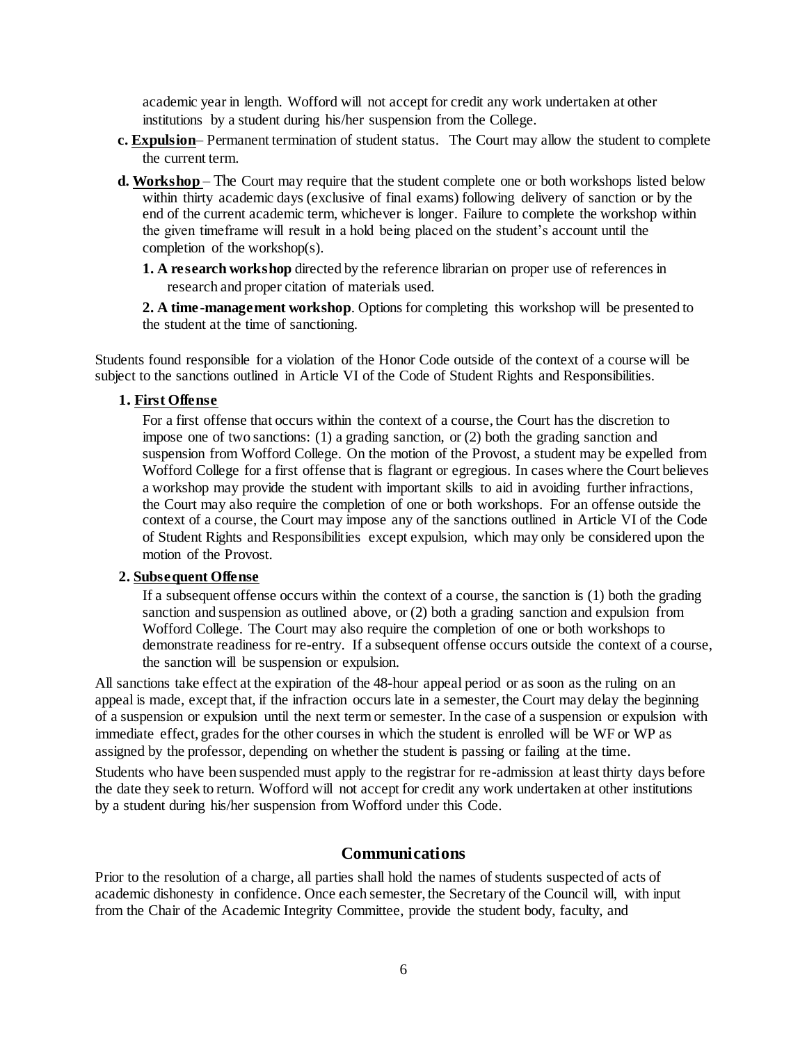academic year in length. Wofford will not accept for credit any work undertaken at other institutions by a student during his/her suspension from the College.

c. **Expulsion**– Permanent termination of student status. The Court may allow the student to complete the current term.

d. **Workshop** – The Court may require that the student complete one or both workshops listed below within thirty academic days (exclusive of final exams) following delivery of sanction or by the end of the current academic term, whichever is longer. Failure to complete the workshop within the given timeframe will result in a hold being placed on the student's account until the completion of the workshop(s).

1. **A research workshop** directed by the reference librarian on proper use of references in research and proper citation of materials used.

2. **A time-management workshop**. Options for completing this workshop will be presented to the student at the time of sanctioning.

Students found responsible for a violation of the Honor Code outside of the context of a course will be subject to the sanctions outlined in Article VI of the Code of Student Rights and Responsibilities.

**1. First Offense**

For a first offense that occurs within the context of a course, the Court has the discretion to impose one of two sanctions: (1) a grading sanction, or (2) both the grading sanction and suspension from Wofford College. On the motion of the Provost, a student may be expelled from Wofford College for a first offense that is flagrant or egregious. In cases where the Court believes a workshop may provide the student with important skills to aid in avoiding further infractions, the Court may also require the completion of one or both workshops. For an offense outside the context of a course, the Court may impose any of the sanctions outlined in Article VI of the Code of Student Rights and Responsibilities except expulsion, which may only be considered upon the motion of the Provost.

**2. Subsequent Offense**

If a subsequent offense occurs within the context of a course, the sanction is (1) both the grading sanction and suspension as outlined above, or (2) both a grading sanction and expulsion from Wofford College. The Court may also require the completion of one or both workshops to demonstrate readiness for re-entry. If a subsequent offense occurs outside the context of a course, the sanction will be suspension or expulsion.

All sanctions take effect at the expiration of the 48-hour appeal period or as soon as the ruling on an appeal is made, except that, if the infraction occurs late in a semester, the Court may delay the beginning of a suspension or expulsion until the next term or semester. In the case of a suspension or expulsion with immediate effect, grades for the other courses in which the student is enrolled will be WF or WP as assigned by the professor, depending on whether the student is passing or failing at the time.

Students who have been suspended must apply to the registrar for re-admission at least thirty days before the date they seek to return. Wofford will not accept for credit any work undertaken at other institutions by a student during his/her suspension from Wofford under this Code.

## Communications

Prior to the resolution of a charge, all parties shall hold the names of students suspected of acts of academic dishonesty in confidence. Once each semester, the Secretary of the Council will, with input from the Chair of the Academic Integrity Committee, provide the student body, faculty, and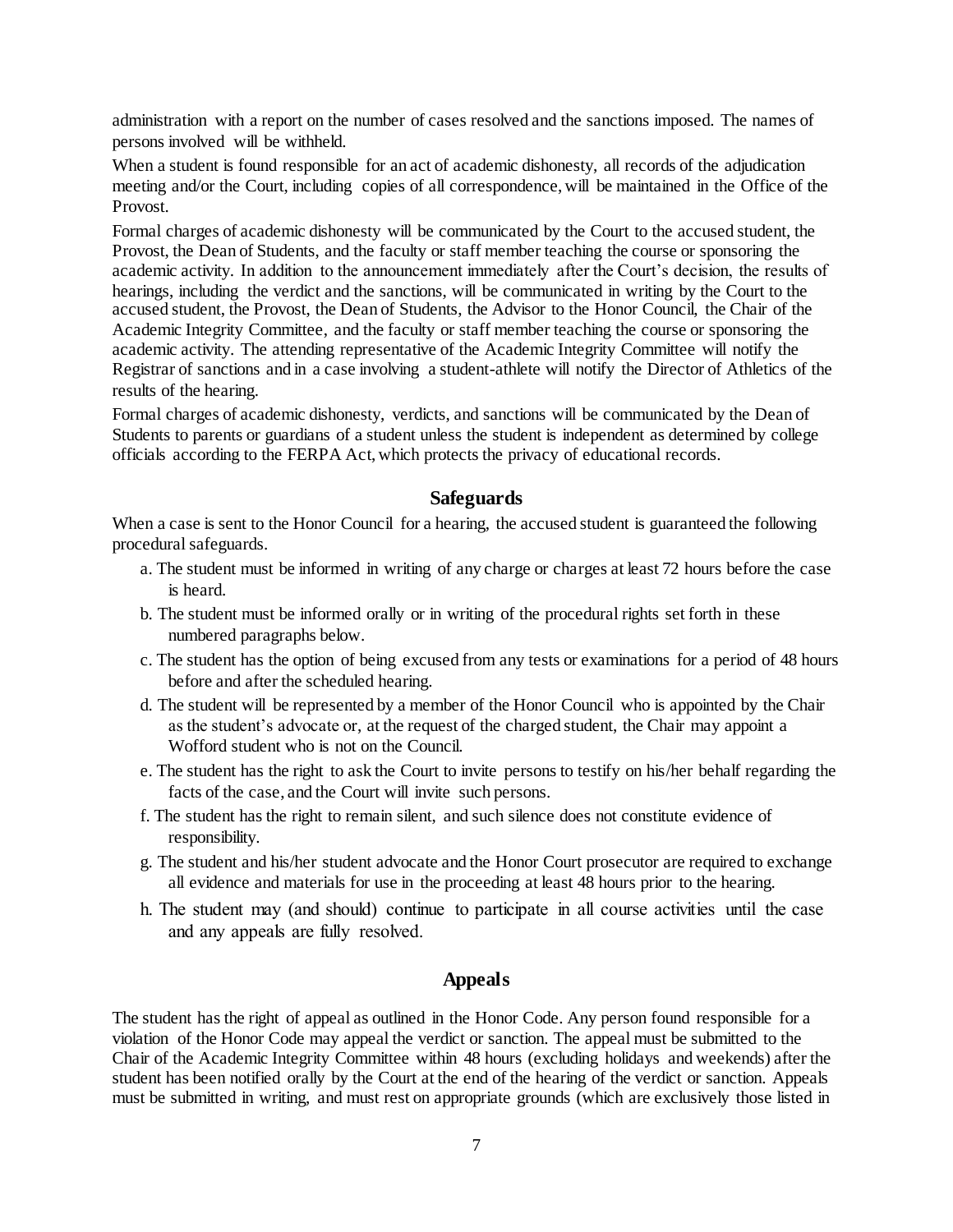administration with a report on the number of cases resolved and the sanctions imposed. The names of persons involved will be withheld.

When a student is found responsible for an act of academic dishonesty, all records of the adjudication meeting and/or the Court, including copies of all correspondence, will be maintained in the Office of the Provost.

Formal charges of academic dishonesty will be communicated by the Court to the accused student, the Provost, the Dean of Students, and the faculty or staff member teaching the course or sponsoring the academic activity. In addition to the announcement immediately after the Court's decision, the results of hearings, including the verdict and the sanctions, will be communicated in writing by the Court to the accused student, the Provost, the Dean of Students, the Advisor to the Honor Council, the Chair of the Academic Integrity Committee, and the faculty or staff member teaching the course or sponsoring the academic activity. The attending representative of the Academic Integrity Committee will notify the Registrar of sanctions and in a case involving a student-athlete will notify the Director of Athletics of the results of the hearing.

Formal charges of academic dishonesty, verdicts, and sanctions will be communicated by the Dean of Students to parents or guardians of a student unless the student is independent as determined by college officials according to the FERPA Act, which protects the privacy of educational records.

## Safeguards

When a case is sent to the Honor Council for a hearing, the accused student is guaranteed the following procedural safeguards.

a. The student must be informed in writing of any charge or charges at least 72 hours before the case is heard.

b. The student must be informed orally or in writing of the procedural rights set forth in these numbered paragraphs below.

c. The student has the option of being excused from any tests or examinations for a period of 48 hours before and after the scheduled hearing.

d. The student will be represented by a member of the Honor Council who is appointed by the Chair as the student's advocate or, at the request of the charged student, the Chair may appoint a Wofford student who is not on the Council.

e. The student has the right to ask the Court to invite persons to testify on his/her behalf regarding the facts of the case, and the Court will invite such persons.

f. The student has the right to remain silent, and such silence does not constitute evidence of responsibility.

g. The student and his/her student advocate and the Honor Court prosecutor are required to exchange all evidence and materials for use in the proceeding at least 48 hours prior to the hearing.

h. The student may (and should) continue to participate in all course activities until the case and any appeals are fully resolved.

## Appeals

The student has the right of appeal as outlined in the Honor Code. Any person found responsible for a violation of the Honor Code may appeal the verdict or sanction. The appeal must be submitted to the Chair of the Academic Integrity Committee within 48 hours (excluding holidays and weekends) after the student has been notified orally by the Court at the end of the hearing of the verdict or sanction. Appeals must be submitted in writing, and must rest on appropriate grounds (which are exclusively those listed in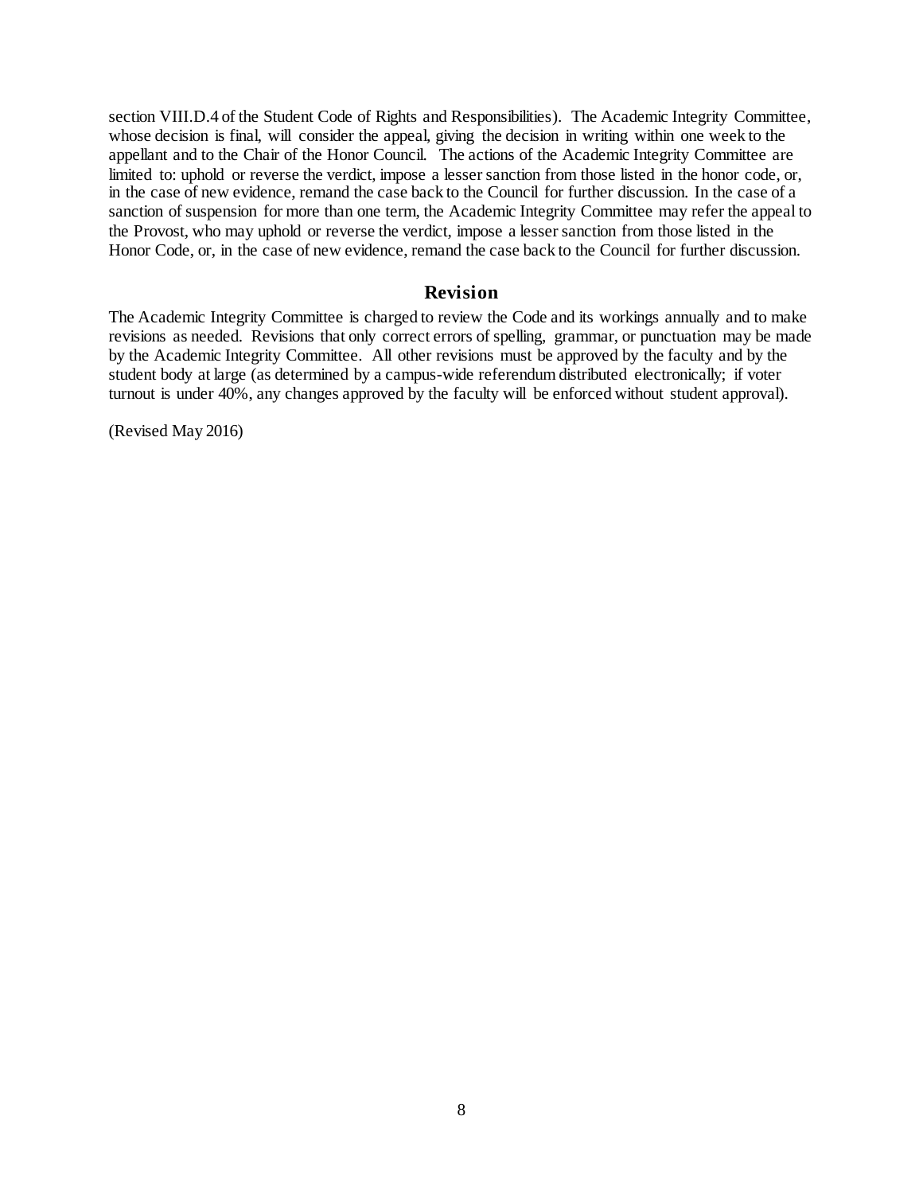section VIII.D.4 of the Student Code of Rights and Responsibilities). The Academic Integrity Committee, whose decision is final, will consider the appeal, giving the decision in writing within one week to the appellant and to the Chair of the Honor Council. The actions of the Academic Integrity Committee are limited to: uphold or reverse the verdict, impose a lesser sanction from those listed in the honor code, or, in the case of new evidence, remand the case back to the Council for further discussion. In the case of a sanction of suspension for more than one term, the Academic Integrity Committee may refer the appeal to the Provost, who may uphold or reverse the verdict, impose a lesser sanction from those listed in the Honor Code, or, in the case of new evidence, remand the case back to the Council for further discussion.

## Revision

The Academic Integrity Committee is charged to review the Code and its workings annually and to make revisions as needed. Revisions that only correct errors of spelling, grammar, or punctuation may be made by the Academic Integrity Committee. All other revisions must be approved by the faculty and by the student body at large (as determined by a campus-wide referendum distributed electronically; if voter turnout is under 40%, any changes approved by the faculty will be enforced without student approval).

(Revised May 2016)